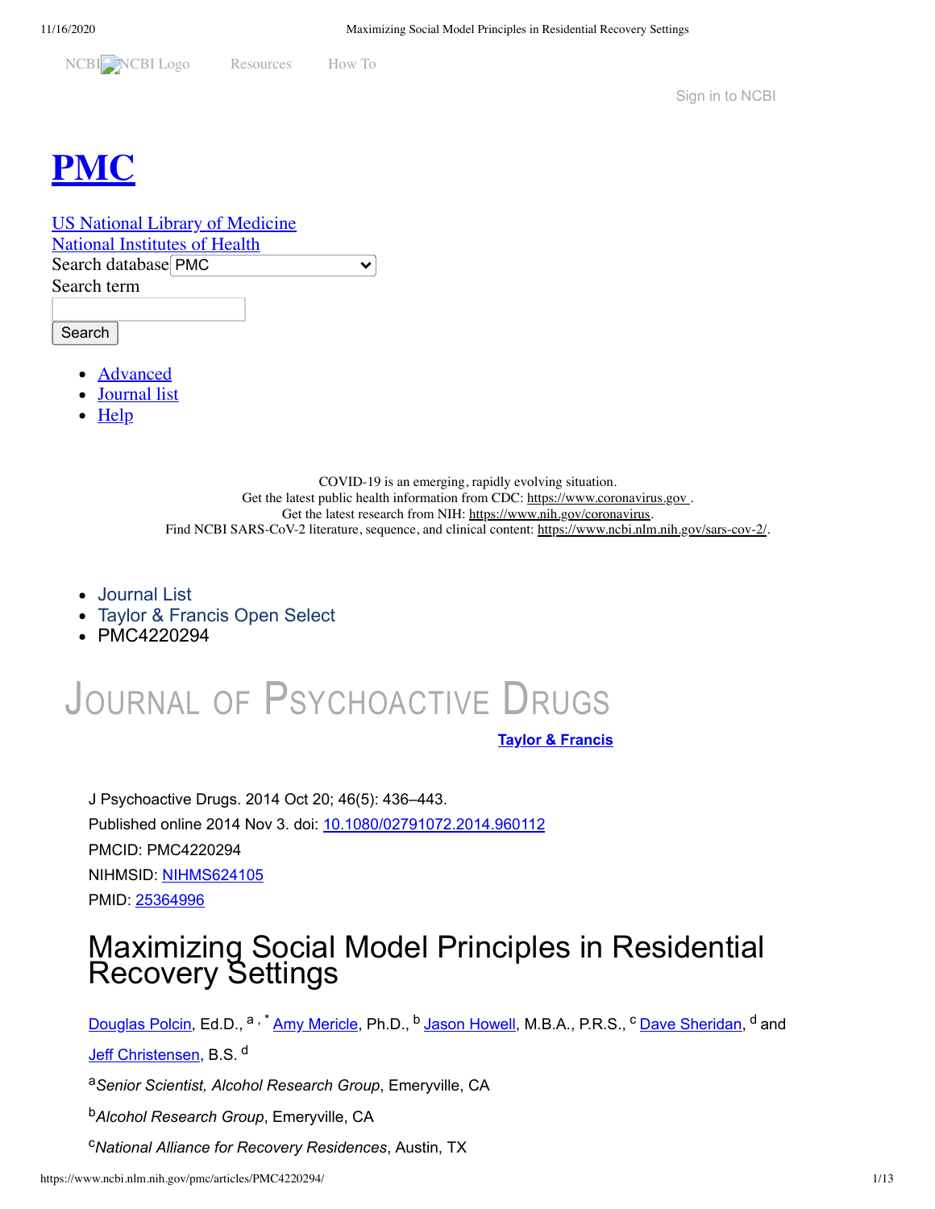NCBI NCBI Logo Resources How To

Sign in to NCBI

# PMC

US National Library of Medicine
National Institutes of Health

Search database PMC

Search term

Search

- Advanced
- Journal list
- Help

COVID-19 is an emerging, rapidly evolving situation.
Get the latest public health information from CDC: https://www.coronavirus.gov .
Get the latest research from NIH: https://www.nih.gov/coronavirus.
Find NCBI SARS-CoV-2 literature, sequence, and clinical content: https://www.ncbi.nlm.nih.gov/sars-cov-2/.

- Journal List
- Taylor & Francis Open Select
- PMC4220294

JOURNAL OF PSYCHOACTIVE DRUGS

Taylor & Francis

J Psychoactive Drugs. 2014 Oct 20; 46(5): 436–443.
Published online 2014 Nov 3. doi: 10.1080/02791072.2014.960112
PMCID: PMC4220294
NIHMSID: NIHMS624105
PMID: 25364996

# Maximizing Social Model Principles in Residential Recovery Settings

Douglas Polcin, Ed.D.,[a,*] Amy Mericle, Ph.D.,[b] Jason Howell, M.B.A., P.R.S.,[c] Dave Sheridan,[d] and Jeff Christensen, B.S.[d]

[a]*Senior Scientist, Alcohol Research Group*, Emeryville, CA

[b]*Alcohol Research Group*, Emeryville, CA

[c]*National Alliance for Recovery Residences*, Austin, TX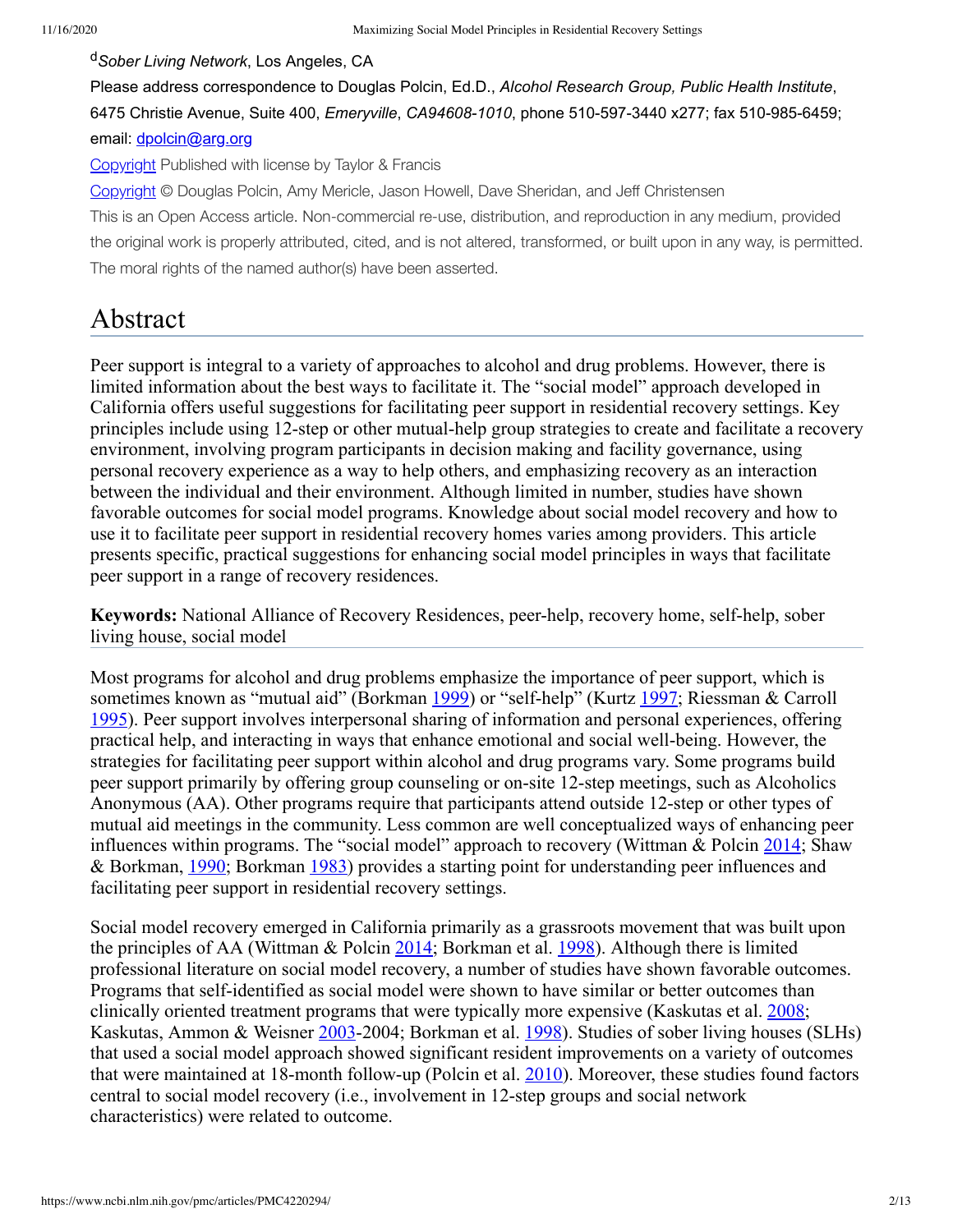[d]*Sober Living Network*, Los Angeles, CA

Please address correspondence to Douglas Polcin, Ed.D., *Alcohol Research Group, Public Health Institute*, 6475 Christie Avenue, Suite 400, *Emeryville*, *CA94608-1010*, phone 510-597-3440 x277; fax 510-985-6459; email: dpolcin@arg.org

Copyright Published with license by Taylor & Francis

Copyright © Douglas Polcin, Amy Mericle, Jason Howell, Dave Sheridan, and Jeff Christensen

This is an Open Access article. Non-commercial re-use, distribution, and reproduction in any medium, provided the original work is properly attributed, cited, and is not altered, transformed, or built upon in any way, is permitted. The moral rights of the named author(s) have been asserted.

# Abstract

Peer support is integral to a variety of approaches to alcohol and drug problems. However, there is limited information about the best ways to facilitate it. The "social model" approach developed in California offers useful suggestions for facilitating peer support in residential recovery settings. Key principles include using 12-step or other mutual-help group strategies to create and facilitate a recovery environment, involving program participants in decision making and facility governance, using personal recovery experience as a way to help others, and emphasizing recovery as an interaction between the individual and their environment. Although limited in number, studies have shown favorable outcomes for social model programs. Knowledge about social model recovery and how to use it to facilitate peer support in residential recovery homes varies among providers. This article presents specific, practical suggestions for enhancing social model principles in ways that facilitate peer support in a range of recovery residences.

**Keywords:** National Alliance of Recovery Residences, peer-help, recovery home, self-help, sober living house, social model

Most programs for alcohol and drug problems emphasize the importance of peer support, which is sometimes known as "mutual aid" (Borkman 1999) or "self-help" (Kurtz 1997; Riessman & Carroll 1995). Peer support involves interpersonal sharing of information and personal experiences, offering practical help, and interacting in ways that enhance emotional and social well-being. However, the strategies for facilitating peer support within alcohol and drug programs vary. Some programs build peer support primarily by offering group counseling or on-site 12-step meetings, such as Alcoholics Anonymous (AA). Other programs require that participants attend outside 12-step or other types of mutual aid meetings in the community. Less common are well conceptualized ways of enhancing peer influences within programs. The "social model" approach to recovery (Wittman & Polcin 2014; Shaw & Borkman, 1990; Borkman 1983) provides a starting point for understanding peer influences and facilitating peer support in residential recovery settings.

Social model recovery emerged in California primarily as a grassroots movement that was built upon the principles of AA (Wittman & Polcin 2014; Borkman et al. 1998). Although there is limited professional literature on social model recovery, a number of studies have shown favorable outcomes. Programs that self-identified as social model were shown to have similar or better outcomes than clinically oriented treatment programs that were typically more expensive (Kaskutas et al. 2008; Kaskutas, Ammon & Weisner 2003-2004; Borkman et al. 1998). Studies of sober living houses (SLHs) that used a social model approach showed significant resident improvements on a variety of outcomes that were maintained at 18-month follow-up (Polcin et al. 2010). Moreover, these studies found factors central to social model recovery (i.e., involvement in 12-step groups and social network characteristics) were related to outcome.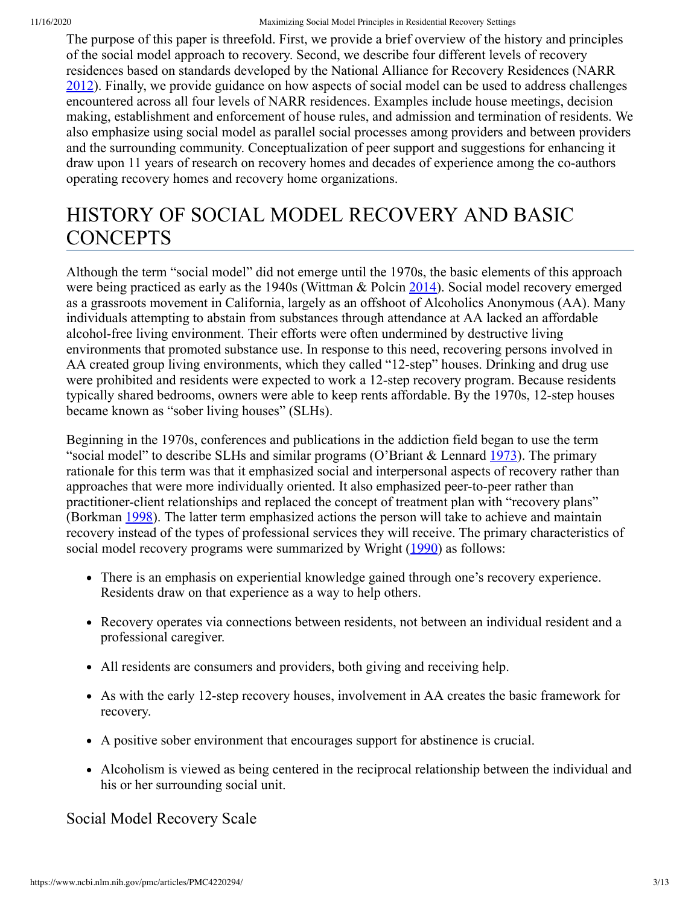The purpose of this paper is threefold. First, we provide a brief overview of the history and principles of the social model approach to recovery. Second, we describe four different levels of recovery residences based on standards developed by the National Alliance for Recovery Residences (NARR 2012). Finally, we provide guidance on how aspects of social model can be used to address challenges encountered across all four levels of NARR residences. Examples include house meetings, decision making, establishment and enforcement of house rules, and admission and termination of residents. We also emphasize using social model as parallel social processes among providers and between providers and the surrounding community. Conceptualization of peer support and suggestions for enhancing it draw upon 11 years of research on recovery homes and decades of experience among the co-authors operating recovery homes and recovery home organizations.

## HISTORY OF SOCIAL MODEL RECOVERY AND BASIC CONCEPTS

Although the term "social model" did not emerge until the 1970s, the basic elements of this approach were being practiced as early as the 1940s (Wittman & Polcin 2014). Social model recovery emerged as a grassroots movement in California, largely as an offshoot of Alcoholics Anonymous (AA). Many individuals attempting to abstain from substances through attendance at AA lacked an affordable alcohol-free living environment. Their efforts were often undermined by destructive living environments that promoted substance use. In response to this need, recovering persons involved in AA created group living environments, which they called "12-step" houses. Drinking and drug use were prohibited and residents were expected to work a 12-step recovery program. Because residents typically shared bedrooms, owners were able to keep rents affordable. By the 1970s, 12-step houses became known as "sober living houses" (SLHs).

Beginning in the 1970s, conferences and publications in the addiction field began to use the term "social model" to describe SLHs and similar programs (O'Briant & Lennard 1973). The primary rationale for this term was that it emphasized social and interpersonal aspects of recovery rather than approaches that were more individually oriented. It also emphasized peer-to-peer rather than practitioner-client relationships and replaced the concept of treatment plan with "recovery plans" (Borkman 1998). The latter term emphasized actions the person will take to achieve and maintain recovery instead of the types of professional services they will receive. The primary characteristics of social model recovery programs were summarized by Wright (1990) as follows:

- There is an emphasis on experiential knowledge gained through one's recovery experience. Residents draw on that experience as a way to help others.
- Recovery operates via connections between residents, not between an individual resident and a professional caregiver.
- All residents are consumers and providers, both giving and receiving help.
- As with the early 12-step recovery houses, involvement in AA creates the basic framework for recovery.
- A positive sober environment that encourages support for abstinence is crucial.
- Alcoholism is viewed as being centered in the reciprocal relationship between the individual and his or her surrounding social unit.

### Social Model Recovery Scale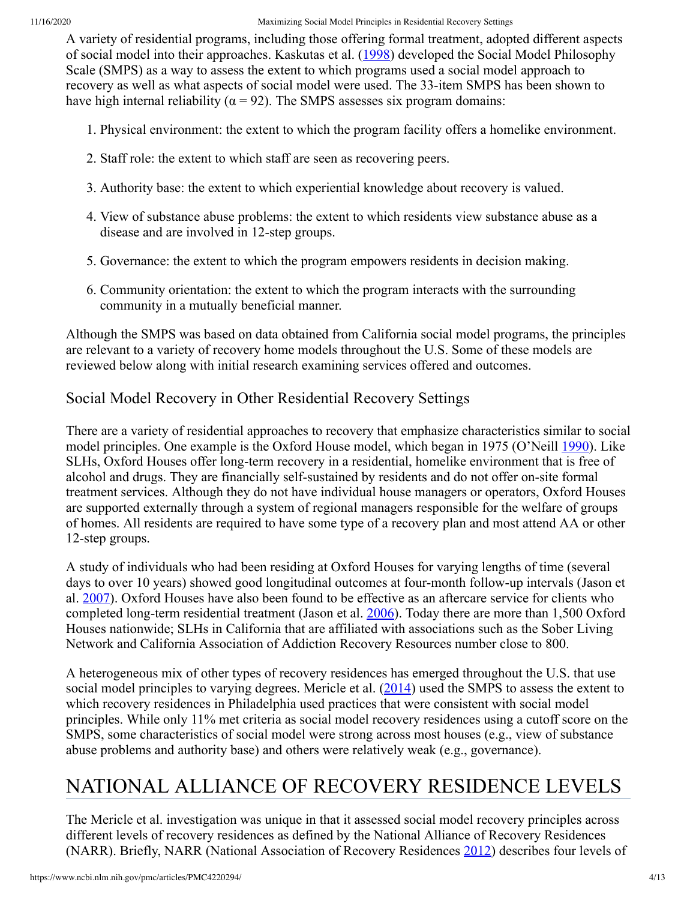A variety of residential programs, including those offering formal treatment, adopted different aspects of social model into their approaches. Kaskutas et al. (1998) developed the Social Model Philosophy Scale (SMPS) as a way to assess the extent to which programs used a social model approach to recovery as well as what aspects of social model were used. The 33-item SMPS has been shown to have high internal reliability ($\alpha = 92$). The SMPS assesses six program domains:

1. Physical environment: the extent to which the program facility offers a homelike environment.
2. Staff role: the extent to which staff are seen as recovering peers.
3. Authority base: the extent to which experiential knowledge about recovery is valued.
4. View of substance abuse problems: the extent to which residents view substance abuse as a disease and are involved in 12-step groups.
5. Governance: the extent to which the program empowers residents in decision making.
6. Community orientation: the extent to which the program interacts with the surrounding community in a mutually beneficial manner.

Although the SMPS was based on data obtained from California social model programs, the principles are relevant to a variety of recovery home models throughout the U.S. Some of these models are reviewed below along with initial research examining services offered and outcomes.

### Social Model Recovery in Other Residential Recovery Settings

There are a variety of residential approaches to recovery that emphasize characteristics similar to social model principles. One example is the Oxford House model, which began in 1975 (O'Neill 1990). Like SLHs, Oxford Houses offer long-term recovery in a residential, homelike environment that is free of alcohol and drugs. They are financially self-sustained by residents and do not offer on-site formal treatment services. Although they do not have individual house managers or operators, Oxford Houses are supported externally through a system of regional managers responsible for the welfare of groups of homes. All residents are required to have some type of a recovery plan and most attend AA or other 12-step groups.

A study of individuals who had been residing at Oxford Houses for varying lengths of time (several days to over 10 years) showed good longitudinal outcomes at four-month follow-up intervals (Jason et al. 2007). Oxford Houses have also been found to be effective as an aftercare service for clients who completed long-term residential treatment (Jason et al. 2006). Today there are more than 1,500 Oxford Houses nationwide; SLHs in California that are affiliated with associations such as the Sober Living Network and California Association of Addiction Recovery Resources number close to 800.

A heterogeneous mix of other types of recovery residences has emerged throughout the U.S. that use social model principles to varying degrees. Mericle et al. (2014) used the SMPS to assess the extent to which recovery residences in Philadelphia used practices that were consistent with social model principles. While only 11% met criteria as social model recovery residences using a cutoff score on the SMPS, some characteristics of social model were strong across most houses (e.g., view of substance abuse problems and authority base) and others were relatively weak (e.g., governance).

## NATIONAL ALLIANCE OF RECOVERY RESIDENCE LEVELS

The Mericle et al. investigation was unique in that it assessed social model recovery principles across different levels of recovery residences as defined by the National Alliance of Recovery Residences (NARR). Briefly, NARR (National Association of Recovery Residences 2012) describes four levels of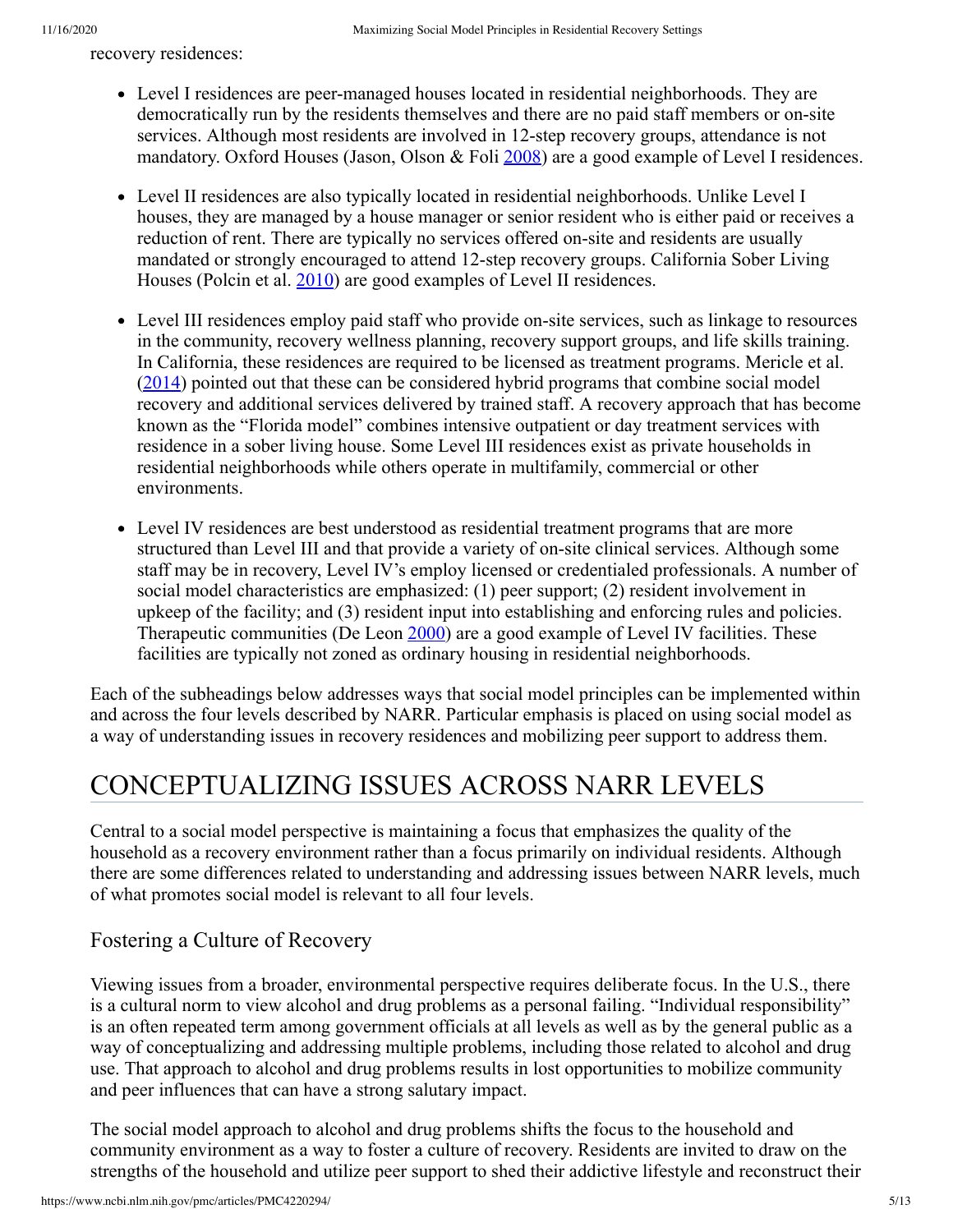recovery residences:

- Level I residences are peer-managed houses located in residential neighborhoods. They are democratically run by the residents themselves and there are no paid staff members or on-site services. Although most residents are involved in 12-step recovery groups, attendance is not mandatory. Oxford Houses (Jason, Olson & Foli 2008) are a good example of Level I residences.
- Level II residences are also typically located in residential neighborhoods. Unlike Level I houses, they are managed by a house manager or senior resident who is either paid or receives a reduction of rent. There are typically no services offered on-site and residents are usually mandated or strongly encouraged to attend 12-step recovery groups. California Sober Living Houses (Polcin et al. 2010) are good examples of Level II residences.
- Level III residences employ paid staff who provide on-site services, such as linkage to resources in the community, recovery wellness planning, recovery support groups, and life skills training. In California, these residences are required to be licensed as treatment programs. Mericle et al. (2014) pointed out that these can be considered hybrid programs that combine social model recovery and additional services delivered by trained staff. A recovery approach that has become known as the "Florida model" combines intensive outpatient or day treatment services with residence in a sober living house. Some Level III residences exist as private households in residential neighborhoods while others operate in multifamily, commercial or other environments.
- Level IV residences are best understood as residential treatment programs that are more structured than Level III and that provide a variety of on-site clinical services. Although some staff may be in recovery, Level IV's employ licensed or credentialed professionals. A number of social model characteristics are emphasized: (1) peer support; (2) resident involvement in upkeep of the facility; and (3) resident input into establishing and enforcing rules and policies. Therapeutic communities (De Leon 2000) are a good example of Level IV facilities. These facilities are typically not zoned as ordinary housing in residential neighborhoods.

Each of the subheadings below addresses ways that social model principles can be implemented within and across the four levels described by NARR. Particular emphasis is placed on using social model as a way of understanding issues in recovery residences and mobilizing peer support to address them.

## CONCEPTUALIZING ISSUES ACROSS NARR LEVELS

Central to a social model perspective is maintaining a focus that emphasizes the quality of the household as a recovery environment rather than a focus primarily on individual residents. Although there are some differences related to understanding and addressing issues between NARR levels, much of what promotes social model is relevant to all four levels.

### Fostering a Culture of Recovery

Viewing issues from a broader, environmental perspective requires deliberate focus. In the U.S., there is a cultural norm to view alcohol and drug problems as a personal failing. "Individual responsibility" is an often repeated term among government officials at all levels as well as by the general public as a way of conceptualizing and addressing multiple problems, including those related to alcohol and drug use. That approach to alcohol and drug problems results in lost opportunities to mobilize community and peer influences that can have a strong salutary impact.

The social model approach to alcohol and drug problems shifts the focus to the household and community environment as a way to foster a culture of recovery. Residents are invited to draw on the strengths of the household and utilize peer support to shed their addictive lifestyle and reconstruct their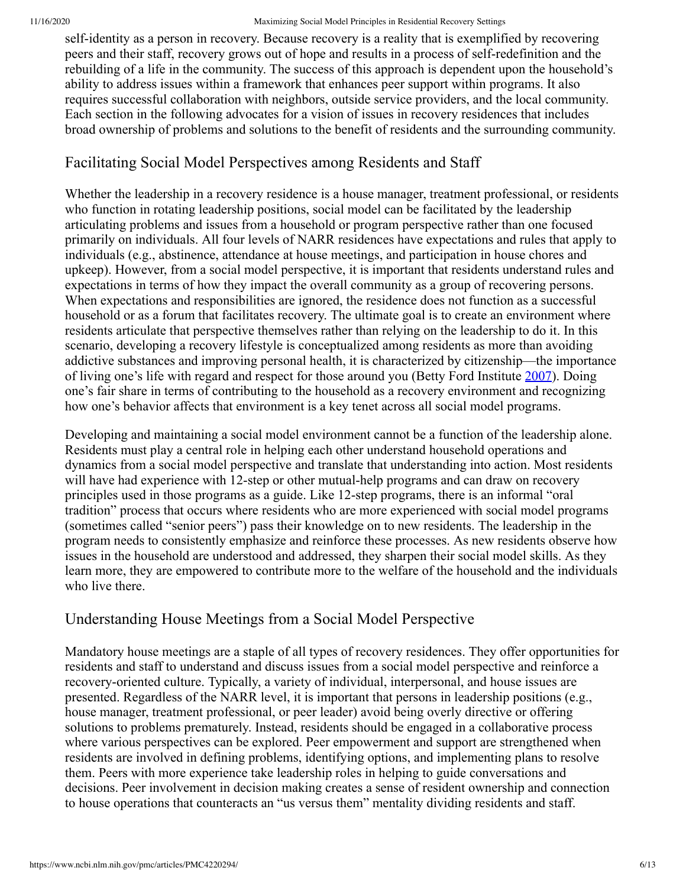self-identity as a person in recovery. Because recovery is a reality that is exemplified by recovering peers and their staff, recovery grows out of hope and results in a process of self-redefinition and the rebuilding of a life in the community. The success of this approach is dependent upon the household's ability to address issues within a framework that enhances peer support within programs. It also requires successful collaboration with neighbors, outside service providers, and the local community. Each section in the following advocates for a vision of issues in recovery residences that includes broad ownership of problems and solutions to the benefit of residents and the surrounding community.

## Facilitating Social Model Perspectives among Residents and Staff

Whether the leadership in a recovery residence is a house manager, treatment professional, or residents who function in rotating leadership positions, social model can be facilitated by the leadership articulating problems and issues from a household or program perspective rather than one focused primarily on individuals. All four levels of NARR residences have expectations and rules that apply to individuals (e.g., abstinence, attendance at house meetings, and participation in house chores and upkeep). However, from a social model perspective, it is important that residents understand rules and expectations in terms of how they impact the overall community as a group of recovering persons. When expectations and responsibilities are ignored, the residence does not function as a successful household or as a forum that facilitates recovery. The ultimate goal is to create an environment where residents articulate that perspective themselves rather than relying on the leadership to do it. In this scenario, developing a recovery lifestyle is conceptualized among residents as more than avoiding addictive substances and improving personal health, it is characterized by citizenship—the importance of living one's life with regard and respect for those around you (Betty Ford Institute 2007). Doing one's fair share in terms of contributing to the household as a recovery environment and recognizing how one's behavior affects that environment is a key tenet across all social model programs.

Developing and maintaining a social model environment cannot be a function of the leadership alone. Residents must play a central role in helping each other understand household operations and dynamics from a social model perspective and translate that understanding into action. Most residents will have had experience with 12-step or other mutual-help programs and can draw on recovery principles used in those programs as a guide. Like 12-step programs, there is an informal "oral tradition" process that occurs where residents who are more experienced with social model programs (sometimes called "senior peers") pass their knowledge on to new residents. The leadership in the program needs to consistently emphasize and reinforce these processes. As new residents observe how issues in the household are understood and addressed, they sharpen their social model skills. As they learn more, they are empowered to contribute more to the welfare of the household and the individuals who live there.

## Understanding House Meetings from a Social Model Perspective

Mandatory house meetings are a staple of all types of recovery residences. They offer opportunities for residents and staff to understand and discuss issues from a social model perspective and reinforce a recovery-oriented culture. Typically, a variety of individual, interpersonal, and house issues are presented. Regardless of the NARR level, it is important that persons in leadership positions (e.g., house manager, treatment professional, or peer leader) avoid being overly directive or offering solutions to problems prematurely. Instead, residents should be engaged in a collaborative process where various perspectives can be explored. Peer empowerment and support are strengthened when residents are involved in defining problems, identifying options, and implementing plans to resolve them. Peers with more experience take leadership roles in helping to guide conversations and decisions. Peer involvement in decision making creates a sense of resident ownership and connection to house operations that counteracts an "us versus them" mentality dividing residents and staff.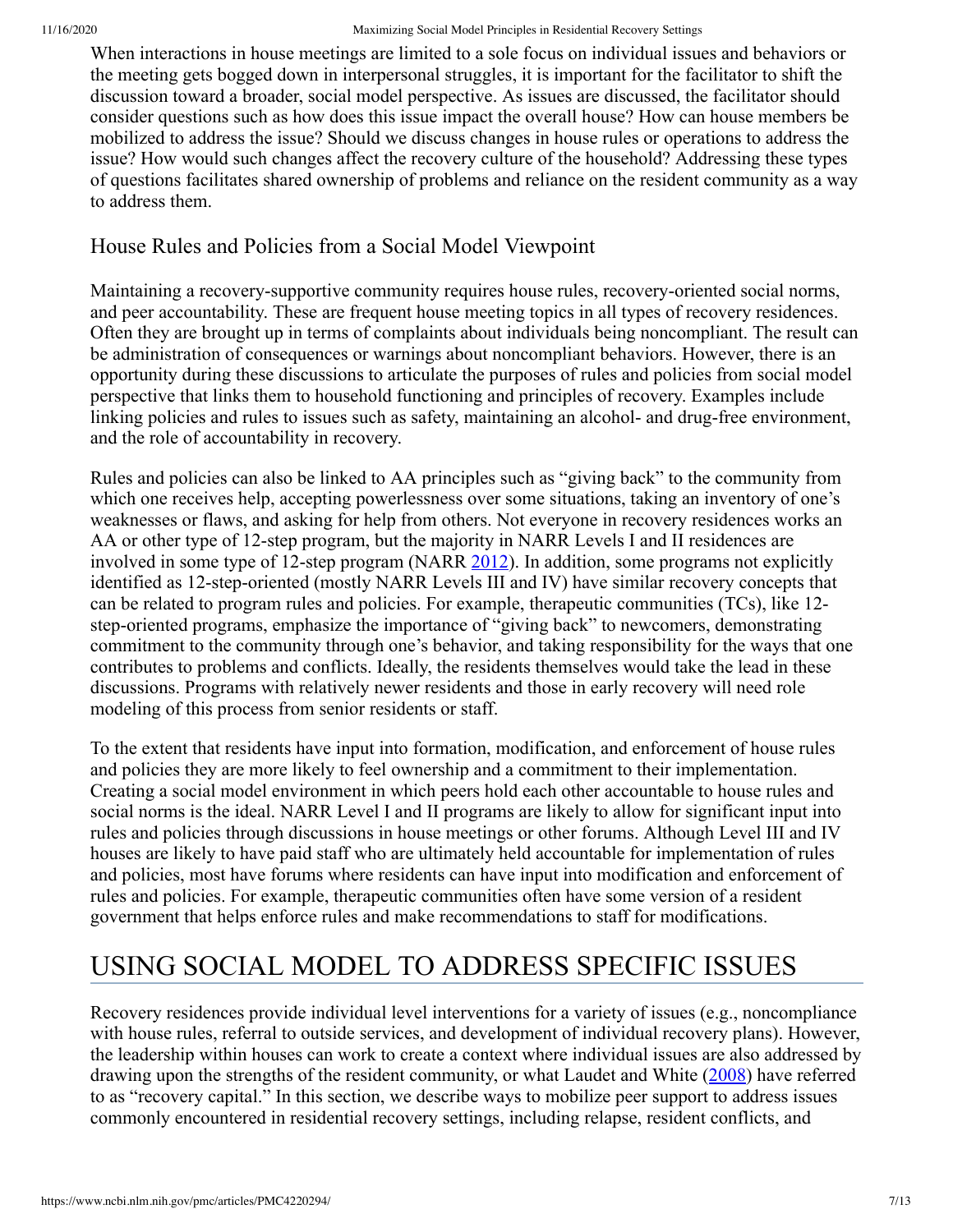When interactions in house meetings are limited to a sole focus on individual issues and behaviors or the meeting gets bogged down in interpersonal struggles, it is important for the facilitator to shift the discussion toward a broader, social model perspective. As issues are discussed, the facilitator should consider questions such as how does this issue impact the overall house? How can house members be mobilized to address the issue? Should we discuss changes in house rules or operations to address the issue? How would such changes affect the recovery culture of the household? Addressing these types of questions facilitates shared ownership of problems and reliance on the resident community as a way to address them.

### House Rules and Policies from a Social Model Viewpoint

Maintaining a recovery-supportive community requires house rules, recovery-oriented social norms, and peer accountability. These are frequent house meeting topics in all types of recovery residences. Often they are brought up in terms of complaints about individuals being noncompliant. The result can be administration of consequences or warnings about noncompliant behaviors. However, there is an opportunity during these discussions to articulate the purposes of rules and policies from social model perspective that links them to household functioning and principles of recovery. Examples include linking policies and rules to issues such as safety, maintaining an alcohol- and drug-free environment, and the role of accountability in recovery.

Rules and policies can also be linked to AA principles such as "giving back" to the community from which one receives help, accepting powerlessness over some situations, taking an inventory of one's weaknesses or flaws, and asking for help from others. Not everyone in recovery residences works an AA or other type of 12-step program, but the majority in NARR Levels I and II residences are involved in some type of 12-step program (NARR 2012). In addition, some programs not explicitly identified as 12-step-oriented (mostly NARR Levels III and IV) have similar recovery concepts that can be related to program rules and policies. For example, therapeutic communities (TCs), like 12-step-oriented programs, emphasize the importance of "giving back" to newcomers, demonstrating commitment to the community through one's behavior, and taking responsibility for the ways that one contributes to problems and conflicts. Ideally, the residents themselves would take the lead in these discussions. Programs with relatively newer residents and those in early recovery will need role modeling of this process from senior residents or staff.

To the extent that residents have input into formation, modification, and enforcement of house rules and policies they are more likely to feel ownership and a commitment to their implementation. Creating a social model environment in which peers hold each other accountable to house rules and social norms is the ideal. NARR Level I and II programs are likely to allow for significant input into rules and policies through discussions in house meetings or other forums. Although Level III and IV houses are likely to have paid staff who are ultimately held accountable for implementation of rules and policies, most have forums where residents can have input into modification and enforcement of rules and policies. For example, therapeutic communities often have some version of a resident government that helps enforce rules and make recommendations to staff for modifications.

## USING SOCIAL MODEL TO ADDRESS SPECIFIC ISSUES

Recovery residences provide individual level interventions for a variety of issues (e.g., noncompliance with house rules, referral to outside services, and development of individual recovery plans). However, the leadership within houses can work to create a context where individual issues are also addressed by drawing upon the strengths of the resident community, or what Laudet and White (2008) have referred to as "recovery capital." In this section, we describe ways to mobilize peer support to address issues commonly encountered in residential recovery settings, including relapse, resident conflicts, and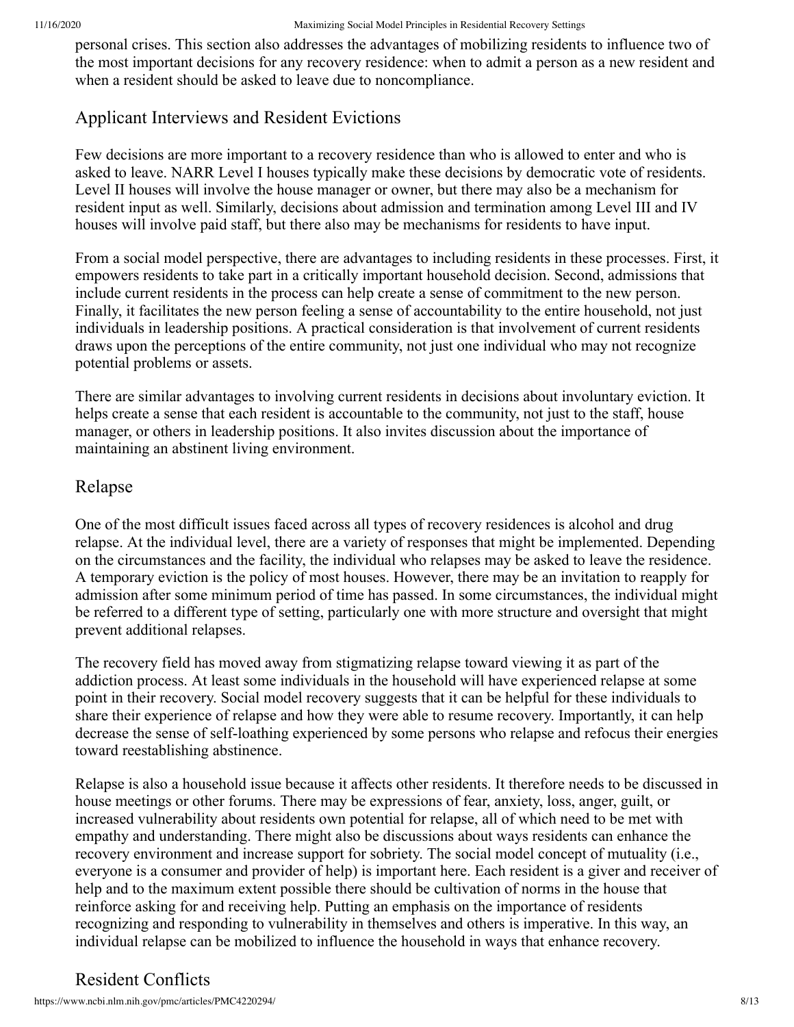personal crises. This section also addresses the advantages of mobilizing residents to influence two of the most important decisions for any recovery residence: when to admit a person as a new resident and when a resident should be asked to leave due to noncompliance.

## Applicant Interviews and Resident Evictions

Few decisions are more important to a recovery residence than who is allowed to enter and who is asked to leave. NARR Level I houses typically make these decisions by democratic vote of residents. Level II houses will involve the house manager or owner, but there may also be a mechanism for resident input as well. Similarly, decisions about admission and termination among Level III and IV houses will involve paid staff, but there also may be mechanisms for residents to have input.

From a social model perspective, there are advantages to including residents in these processes. First, it empowers residents to take part in a critically important household decision. Second, admissions that include current residents in the process can help create a sense of commitment to the new person. Finally, it facilitates the new person feeling a sense of accountability to the entire household, not just individuals in leadership positions. A practical consideration is that involvement of current residents draws upon the perceptions of the entire community, not just one individual who may not recognize potential problems or assets.

There are similar advantages to involving current residents in decisions about involuntary eviction. It helps create a sense that each resident is accountable to the community, not just to the staff, house manager, or others in leadership positions. It also invites discussion about the importance of maintaining an abstinent living environment.

## Relapse

One of the most difficult issues faced across all types of recovery residences is alcohol and drug relapse. At the individual level, there are a variety of responses that might be implemented. Depending on the circumstances and the facility, the individual who relapses may be asked to leave the residence. A temporary eviction is the policy of most houses. However, there may be an invitation to reapply for admission after some minimum period of time has passed. In some circumstances, the individual might be referred to a different type of setting, particularly one with more structure and oversight that might prevent additional relapses.

The recovery field has moved away from stigmatizing relapse toward viewing it as part of the addiction process. At least some individuals in the household will have experienced relapse at some point in their recovery. Social model recovery suggests that it can be helpful for these individuals to share their experience of relapse and how they were able to resume recovery. Importantly, it can help decrease the sense of self-loathing experienced by some persons who relapse and refocus their energies toward reestablishing abstinence.

Relapse is also a household issue because it affects other residents. It therefore needs to be discussed in house meetings or other forums. There may be expressions of fear, anxiety, loss, anger, guilt, or increased vulnerability about residents own potential for relapse, all of which need to be met with empathy and understanding. There might also be discussions about ways residents can enhance the recovery environment and increase support for sobriety. The social model concept of mutuality (i.e., everyone is a consumer and provider of help) is important here. Each resident is a giver and receiver of help and to the maximum extent possible there should be cultivation of norms in the house that reinforce asking for and receiving help. Putting an emphasis on the importance of residents recognizing and responding to vulnerability in themselves and others is imperative. In this way, an individual relapse can be mobilized to influence the household in ways that enhance recovery.

## Resident Conflicts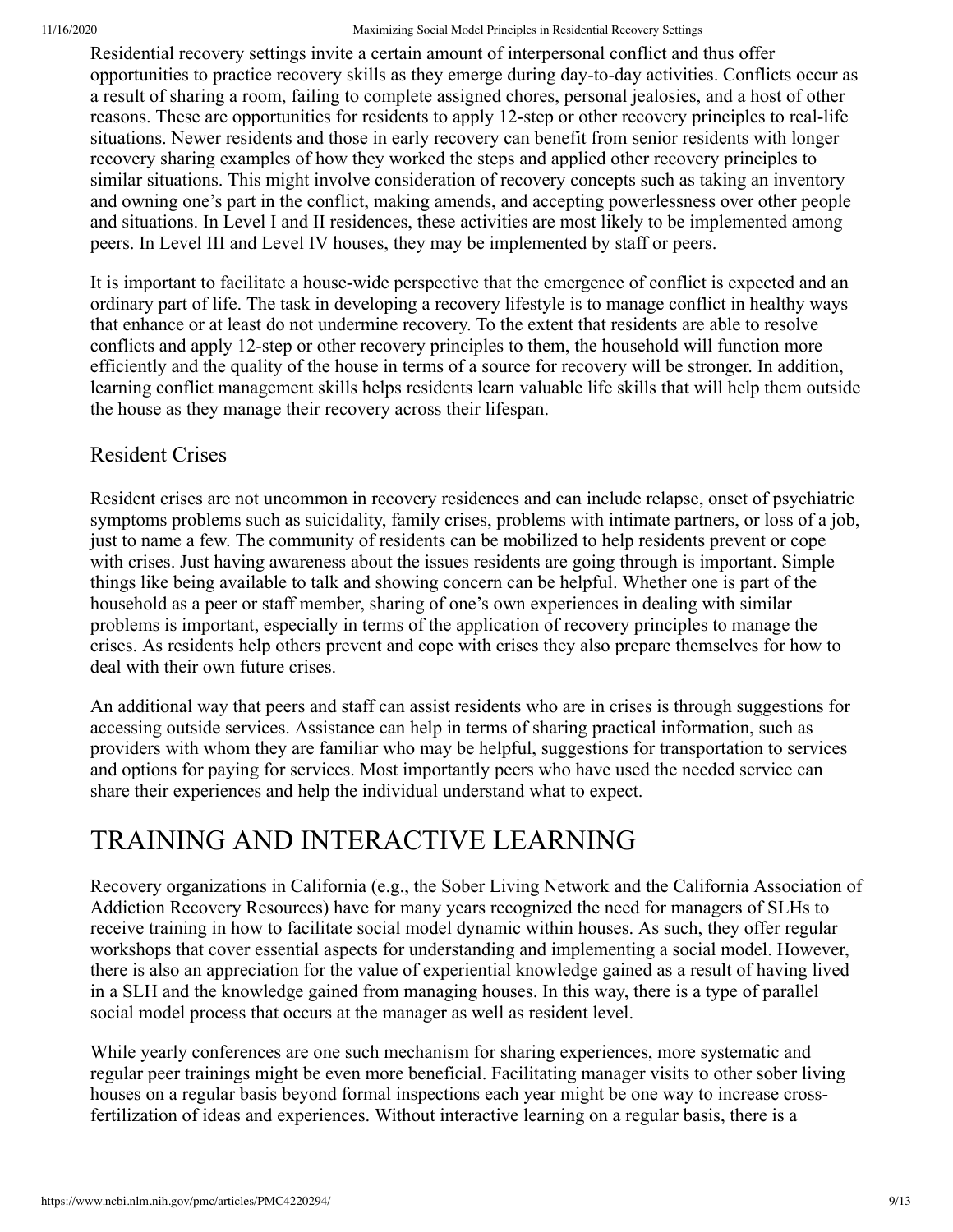Residential recovery settings invite a certain amount of interpersonal conflict and thus offer opportunities to practice recovery skills as they emerge during day-to-day activities. Conflicts occur as a result of sharing a room, failing to complete assigned chores, personal jealosies, and a host of other reasons. These are opportunities for residents to apply 12-step or other recovery principles to real-life situations. Newer residents and those in early recovery can benefit from senior residents with longer recovery sharing examples of how they worked the steps and applied other recovery principles to similar situations. This might involve consideration of recovery concepts such as taking an inventory and owning one's part in the conflict, making amends, and accepting powerlessness over other people and situations. In Level I and II residences, these activities are most likely to be implemented among peers. In Level III and Level IV houses, they may be implemented by staff or peers.

It is important to facilitate a house-wide perspective that the emergence of conflict is expected and an ordinary part of life. The task in developing a recovery lifestyle is to manage conflict in healthy ways that enhance or at least do not undermine recovery. To the extent that residents are able to resolve conflicts and apply 12-step or other recovery principles to them, the household will function more efficiently and the quality of the house in terms of a source for recovery will be stronger. In addition, learning conflict management skills helps residents learn valuable life skills that will help them outside the house as they manage their recovery across their lifespan.

### Resident Crises

Resident crises are not uncommon in recovery residences and can include relapse, onset of psychiatric symptoms problems such as suicidality, family crises, problems with intimate partners, or loss of a job, just to name a few. The community of residents can be mobilized to help residents prevent or cope with crises. Just having awareness about the issues residents are going through is important. Simple things like being available to talk and showing concern can be helpful. Whether one is part of the household as a peer or staff member, sharing of one's own experiences in dealing with similar problems is important, especially in terms of the application of recovery principles to manage the crises. As residents help others prevent and cope with crises they also prepare themselves for how to deal with their own future crises.

An additional way that peers and staff can assist residents who are in crises is through suggestions for accessing outside services. Assistance can help in terms of sharing practical information, such as providers with whom they are familiar who may be helpful, suggestions for transportation to services and options for paying for services. Most importantly peers who have used the needed service can share their experiences and help the individual understand what to expect.

## TRAINING AND INTERACTIVE LEARNING

Recovery organizations in California (e.g., the Sober Living Network and the California Association of Addiction Recovery Resources) have for many years recognized the need for managers of SLHs to receive training in how to facilitate social model dynamic within houses. As such, they offer regular workshops that cover essential aspects for understanding and implementing a social model. However, there is also an appreciation for the value of experiential knowledge gained as a result of having lived in a SLH and the knowledge gained from managing houses. In this way, there is a type of parallel social model process that occurs at the manager as well as resident level.

While yearly conferences are one such mechanism for sharing experiences, more systematic and regular peer trainings might be even more beneficial. Facilitating manager visits to other sober living houses on a regular basis beyond formal inspections each year might be one way to increase cross-fertilization of ideas and experiences. Without interactive learning on a regular basis, there is a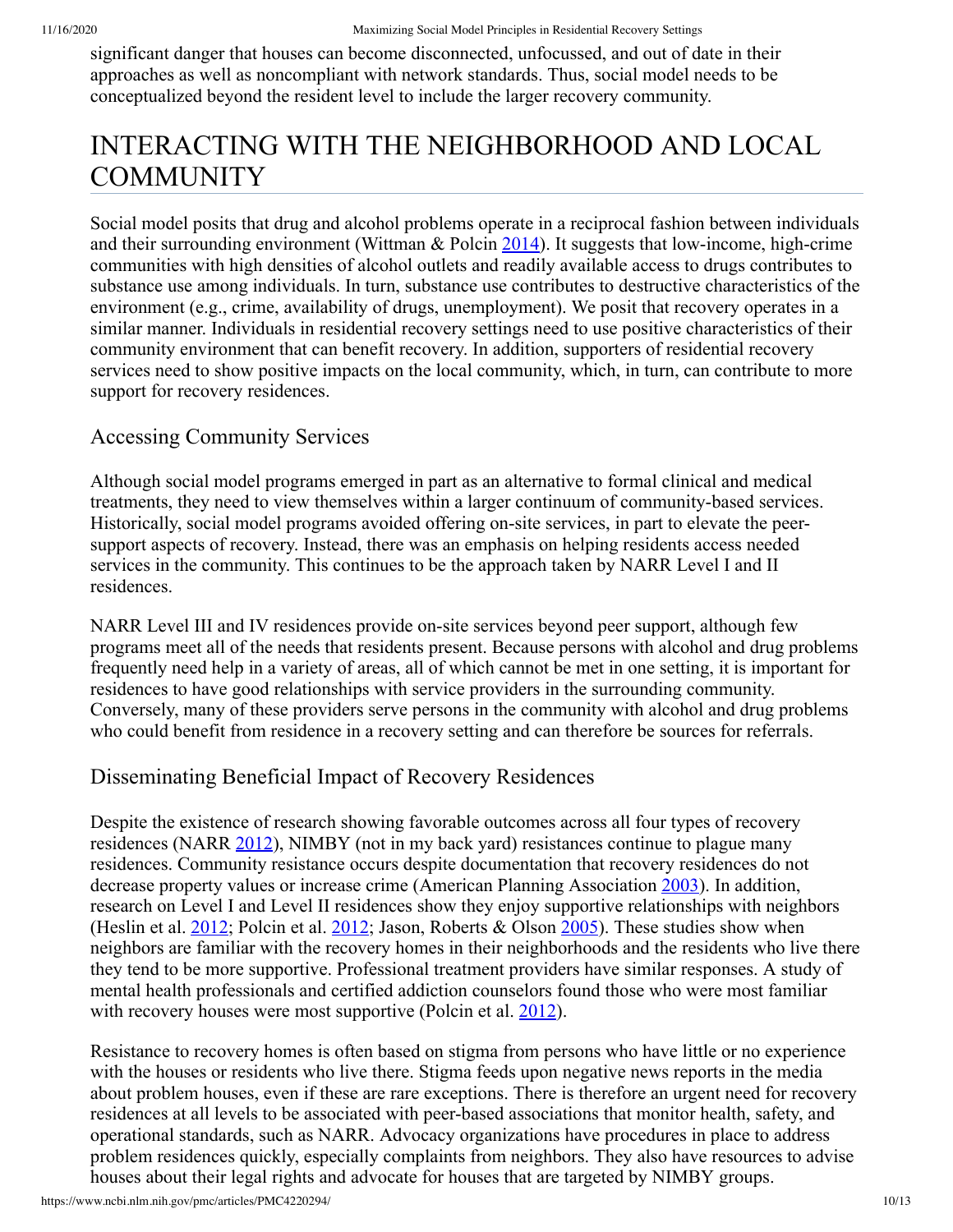significant danger that houses can become disconnected, unfocussed, and out of date in their approaches as well as noncompliant with network standards. Thus, social model needs to be conceptualized beyond the resident level to include the larger recovery community.

## INTERACTING WITH THE NEIGHBORHOOD AND LOCAL COMMUNITY

Social model posits that drug and alcohol problems operate in a reciprocal fashion between individuals and their surrounding environment (Wittman & Polcin 2014). It suggests that low-income, high-crime communities with high densities of alcohol outlets and readily available access to drugs contributes to substance use among individuals. In turn, substance use contributes to destructive characteristics of the environment (e.g., crime, availability of drugs, unemployment). We posit that recovery operates in a similar manner. Individuals in residential recovery settings need to use positive characteristics of their community environment that can benefit recovery. In addition, supporters of residential recovery services need to show positive impacts on the local community, which, in turn, can contribute to more support for recovery residences.

### Accessing Community Services

Although social model programs emerged in part as an alternative to formal clinical and medical treatments, they need to view themselves within a larger continuum of community-based services. Historically, social model programs avoided offering on-site services, in part to elevate the peer-support aspects of recovery. Instead, there was an emphasis on helping residents access needed services in the community. This continues to be the approach taken by NARR Level I and II residences.

NARR Level III and IV residences provide on-site services beyond peer support, although few programs meet all of the needs that residents present. Because persons with alcohol and drug problems frequently need help in a variety of areas, all of which cannot be met in one setting, it is important for residences to have good relationships with service providers in the surrounding community. Conversely, many of these providers serve persons in the community with alcohol and drug problems who could benefit from residence in a recovery setting and can therefore be sources for referrals.

### Disseminating Beneficial Impact of Recovery Residences

Despite the existence of research showing favorable outcomes across all four types of recovery residences (NARR 2012), NIMBY (not in my back yard) resistances continue to plague many residences. Community resistance occurs despite documentation that recovery residences do not decrease property values or increase crime (American Planning Association 2003). In addition, research on Level I and Level II residences show they enjoy supportive relationships with neighbors (Heslin et al. 2012; Polcin et al. 2012; Jason, Roberts & Olson 2005). These studies show when neighbors are familiar with the recovery homes in their neighborhoods and the residents who live there they tend to be more supportive. Professional treatment providers have similar responses. A study of mental health professionals and certified addiction counselors found those who were most familiar with recovery houses were most supportive (Polcin et al. 2012).

Resistance to recovery homes is often based on stigma from persons who have little or no experience with the houses or residents who live there. Stigma feeds upon negative news reports in the media about problem houses, even if these are rare exceptions. There is therefore an urgent need for recovery residences at all levels to be associated with peer-based associations that monitor health, safety, and operational standards, such as NARR. Advocacy organizations have procedures in place to address problem residences quickly, especially complaints from neighbors. They also have resources to advise houses about their legal rights and advocate for houses that are targeted by NIMBY groups.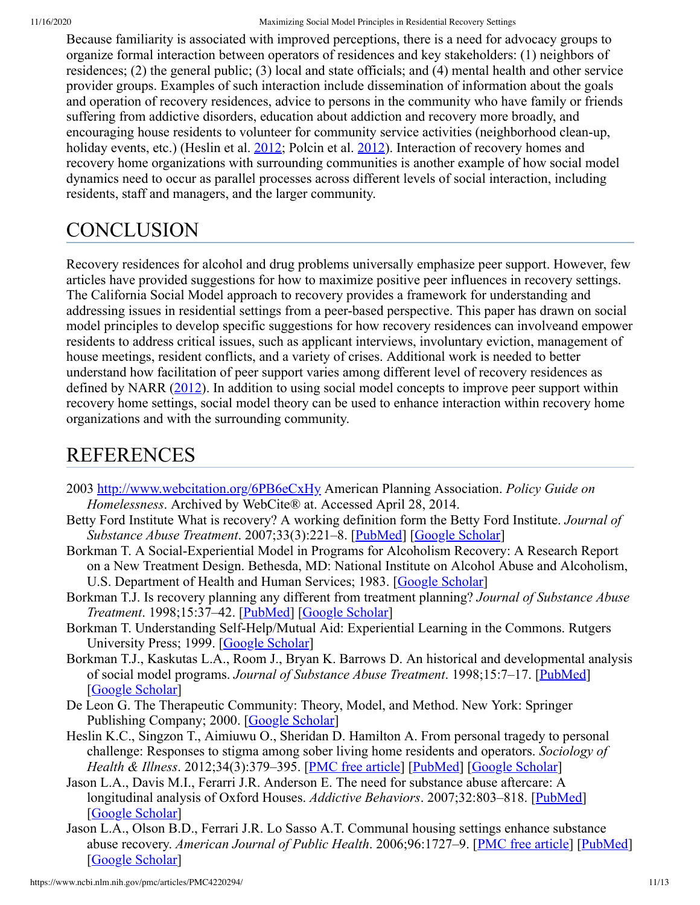Because familiarity is associated with improved perceptions, there is a need for advocacy groups to organize formal interaction between operators of residences and key stakeholders: (1) neighbors of residences; (2) the general public; (3) local and state officials; and (4) mental health and other service provider groups. Examples of such interaction include dissemination of information about the goals and operation of recovery residences, advice to persons in the community who have family or friends suffering from addictive disorders, education about addiction and recovery more broadly, and encouraging house residents to volunteer for community service activities (neighborhood clean-up, holiday events, etc.) (Heslin et al. 2012; Polcin et al. 2012). Interaction of recovery homes and recovery home organizations with surrounding communities is another example of how social model dynamics need to occur as parallel processes across different levels of social interaction, including residents, staff and managers, and the larger community.

# CONCLUSION

Recovery residences for alcohol and drug problems universally emphasize peer support. However, few articles have provided suggestions for how to maximize positive peer influences in recovery settings. The California Social Model approach to recovery provides a framework for understanding and addressing issues in residential settings from a peer-based perspective. This paper has drawn on social model principles to develop specific suggestions for how recovery residences can involveand empower residents to address critical issues, such as applicant interviews, involuntary eviction, management of house meetings, resident conflicts, and a variety of crises. Additional work is needed to better understand how facilitation of peer support varies among different level of recovery residences as defined by NARR (2012). In addition to using social model concepts to improve peer support within recovery home settings, social model theory can be used to enhance interaction within recovery home organizations and with the surrounding community.

# REFERENCES

- 2003 http://www.webcitation.org/6PB6eCxHy American Planning Association. *Policy Guide on Homelessness*. Archived by WebCite® at. Accessed April 28, 2014.
- Betty Ford Institute What is recovery? A working definition form the Betty Ford Institute. *Journal of Substance Abuse Treatment*. 2007;33(3):221–8. [PubMed] [Google Scholar]
- Borkman T. A Social-Experiential Model in Programs for Alcoholism Recovery: A Research Report on a New Treatment Design. Bethesda, MD: National Institute on Alcohol Abuse and Alcoholism, U.S. Department of Health and Human Services; 1983. [Google Scholar]
- Borkman T.J. Is recovery planning any different from treatment planning? *Journal of Substance Abuse Treatment*. 1998;15:37–42. [PubMed] [Google Scholar]
- Borkman T. Understanding Self-Help/Mutual Aid: Experiential Learning in the Commons. Rutgers University Press; 1999. [Google Scholar]
- Borkman T.J., Kaskutas L.A., Room J., Bryan K. Barrows D. An historical and developmental analysis of social model programs. *Journal of Substance Abuse Treatment*. 1998;15:7–17. [PubMed] [Google Scholar]
- De Leon G. The Therapeutic Community: Theory, Model, and Method. New York: Springer Publishing Company; 2000. [Google Scholar]
- Heslin K.C., Singzon T., Aimiuwu O., Sheridan D. Hamilton A. From personal tragedy to personal challenge: Responses to stigma among sober living home residents and operators. *Sociology of Health & Illness*. 2012;34(3):379–395. [PMC free article] [PubMed] [Google Scholar]
- Jason L.A., Davis M.I., Ferarri J.R. Anderson E. The need for substance abuse aftercare: A longitudinal analysis of Oxford Houses. *Addictive Behaviors*. 2007;32:803–818. [PubMed] [Google Scholar]
- Jason L.A., Olson B.D., Ferarri J.R. Lo Sasso A.T. Communal housing settings enhance substance abuse recovery. *American Journal of Public Health*. 2006;96:1727–9. [PMC free article] [PubMed] [Google Scholar]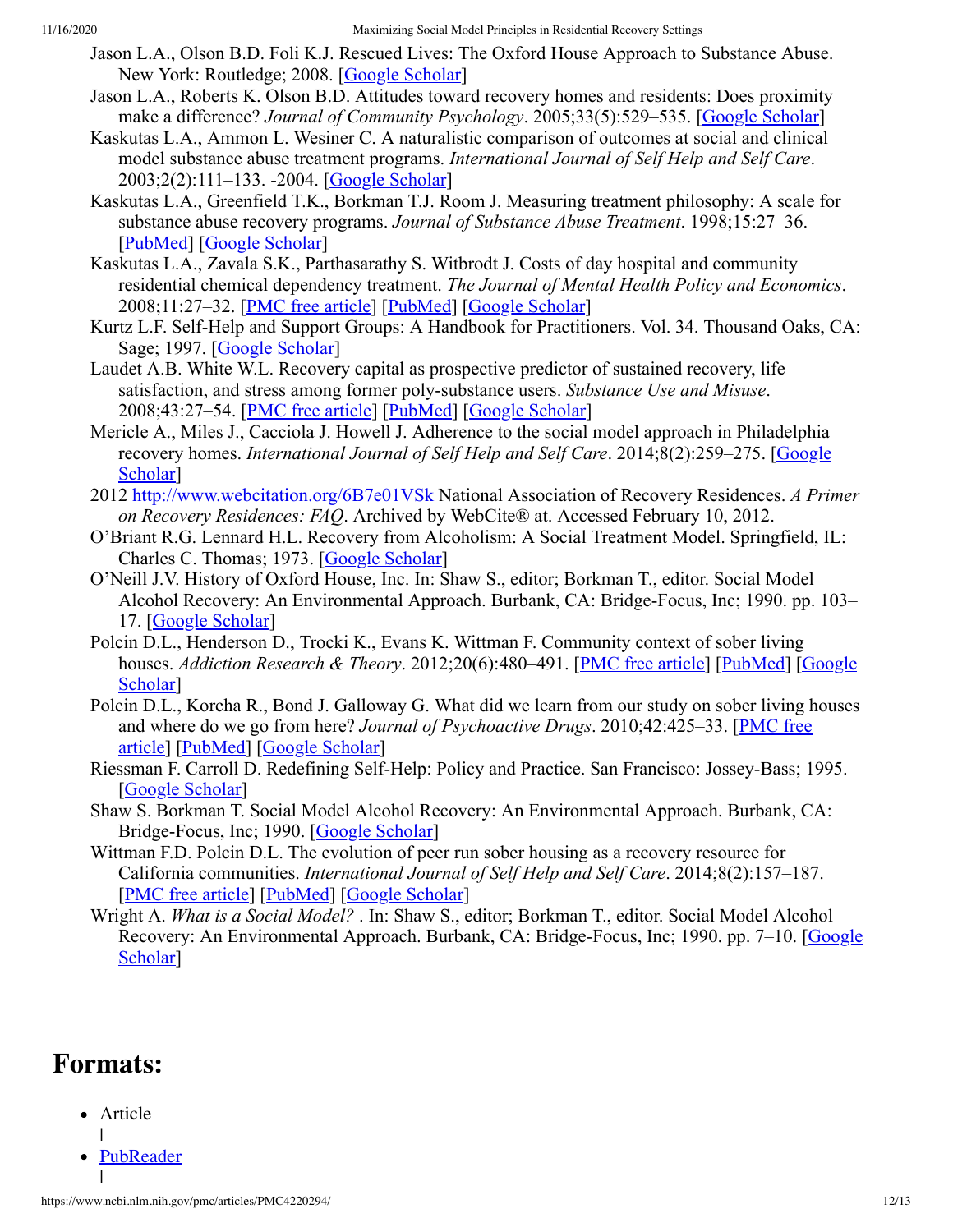Jason L.A., Olson B.D. Foli K.J. Rescued Lives: The Oxford House Approach to Substance Abuse. New York: Routledge; 2008. [Google Scholar]

Jason L.A., Roberts K. Olson B.D. Attitudes toward recovery homes and residents: Does proximity make a difference? *Journal of Community Psychology*. 2005;33(5):529–535. [Google Scholar]

Kaskutas L.A., Ammon L. Wesiner C. A naturalistic comparison of outcomes at social and clinical model substance abuse treatment programs. *International Journal of Self Help and Self Care*. 2003;2(2):111–133. -2004. [Google Scholar]

Kaskutas L.A., Greenfield T.K., Borkman T.J. Room J. Measuring treatment philosophy: A scale for substance abuse recovery programs. *Journal of Substance Abuse Treatment*. 1998;15:27–36. [PubMed] [Google Scholar]

Kaskutas L.A., Zavala S.K., Parthasarathy S. Witbrodt J. Costs of day hospital and community residential chemical dependency treatment. *The Journal of Mental Health Policy and Economics*. 2008;11:27–32. [PMC free article] [PubMed] [Google Scholar]

Kurtz L.F. Self-Help and Support Groups: A Handbook for Practitioners. Vol. 34. Thousand Oaks, CA: Sage; 1997. [Google Scholar]

Laudet A.B. White W.L. Recovery capital as prospective predictor of sustained recovery, life satisfaction, and stress among former poly-substance users. *Substance Use and Misuse*. 2008;43:27–54. [PMC free article] [PubMed] [Google Scholar]

Mericle A., Miles J., Cacciola J. Howell J. Adherence to the social model approach in Philadelphia recovery homes. *International Journal of Self Help and Self Care*. 2014;8(2):259–275. [Google Scholar]

2012 http://www.webcitation.org/6B7e01VSk National Association of Recovery Residences. *A Primer on Recovery Residences: FAQ*. Archived by WebCite® at. Accessed February 10, 2012.

O'Briant R.G. Lennard H.L. Recovery from Alcoholism: A Social Treatment Model. Springfield, IL: Charles C. Thomas; 1973. [Google Scholar]

O'Neill J.V. History of Oxford House, Inc. In: Shaw S., editor; Borkman T., editor. Social Model Alcohol Recovery: An Environmental Approach. Burbank, CA: Bridge-Focus, Inc; 1990. pp. 103–17. [Google Scholar]

Polcin D.L., Henderson D., Trocki K., Evans K. Wittman F. Community context of sober living houses. *Addiction Research & Theory*. 2012;20(6):480–491. [PMC free article] [PubMed] [Google Scholar]

Polcin D.L., Korcha R., Bond J. Galloway G. What did we learn from our study on sober living houses and where do we go from here? *Journal of Psychoactive Drugs*. 2010;42:425–33. [PMC free article] [PubMed] [Google Scholar]

Riessman F. Carroll D. Redefining Self-Help: Policy and Practice. San Francisco: Jossey-Bass; 1995. [Google Scholar]

Shaw S. Borkman T. Social Model Alcohol Recovery: An Environmental Approach. Burbank, CA: Bridge-Focus, Inc; 1990. [Google Scholar]

Wittman F.D. Polcin D.L. The evolution of peer run sober housing as a recovery resource for California communities. *International Journal of Self Help and Self Care*. 2014;8(2):157–187. [PMC free article] [PubMed] [Google Scholar]

Wright A. *What is a Social Model?* . In: Shaw S., editor; Borkman T., editor. Social Model Alcohol Recovery: An Environmental Approach. Burbank, CA: Bridge-Focus, Inc; 1990. pp. 7–10. [Google Scholar]

# Formats:

- Article
  |
- PubReader
  |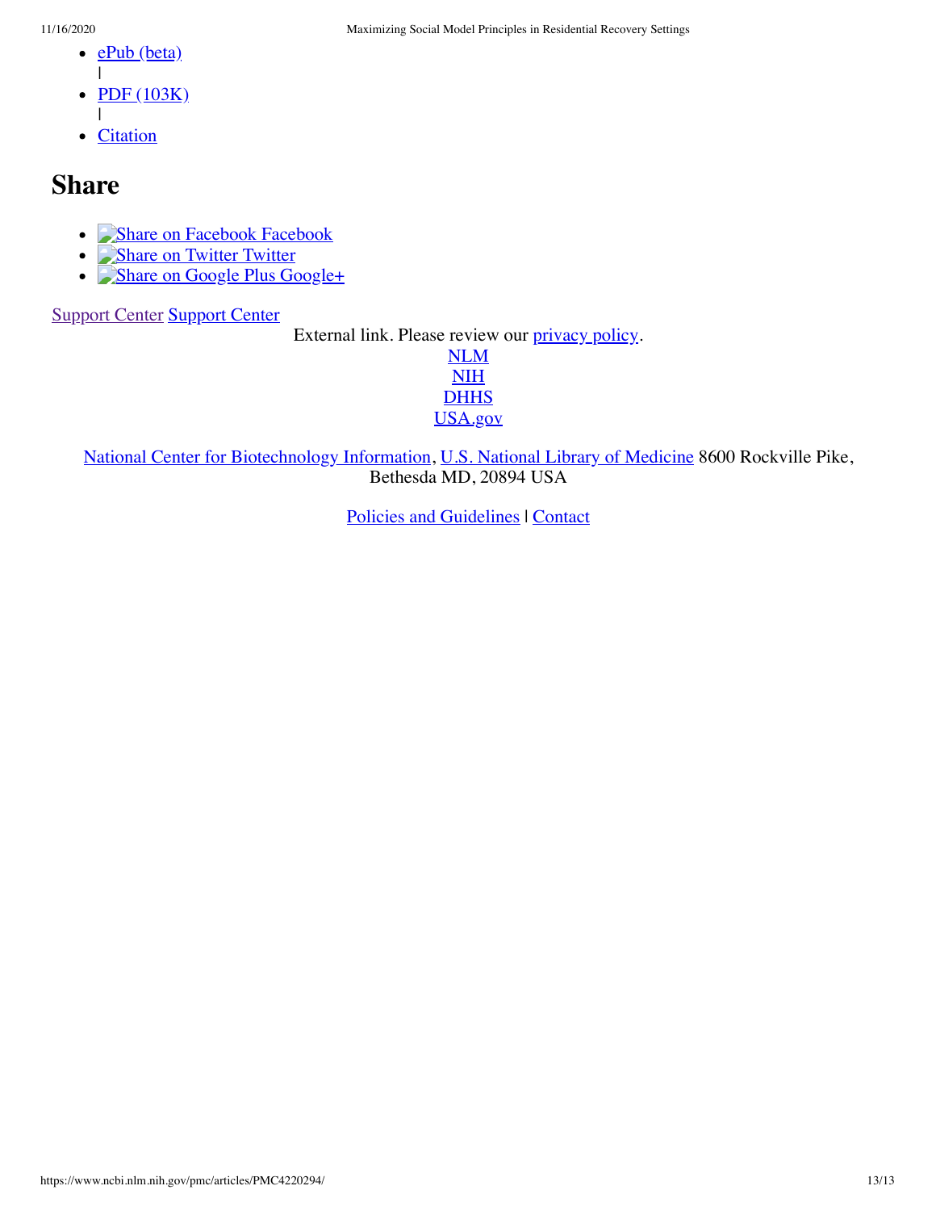- ePub (beta)
  |
- PDF (103K)
  |
- Citation

## Share

- Share on Facebook Facebook
- Share on Twitter Twitter
- Share on Google Plus Google+

Support Center Support Center

External link. Please review our privacy policy.

NLM
NIH
DHHS
USA.gov

National Center for Biotechnology Information, U.S. National Library of Medicine 8600 Rockville Pike, Bethesda MD, 20894 USA

Policies and Guidelines | Contact